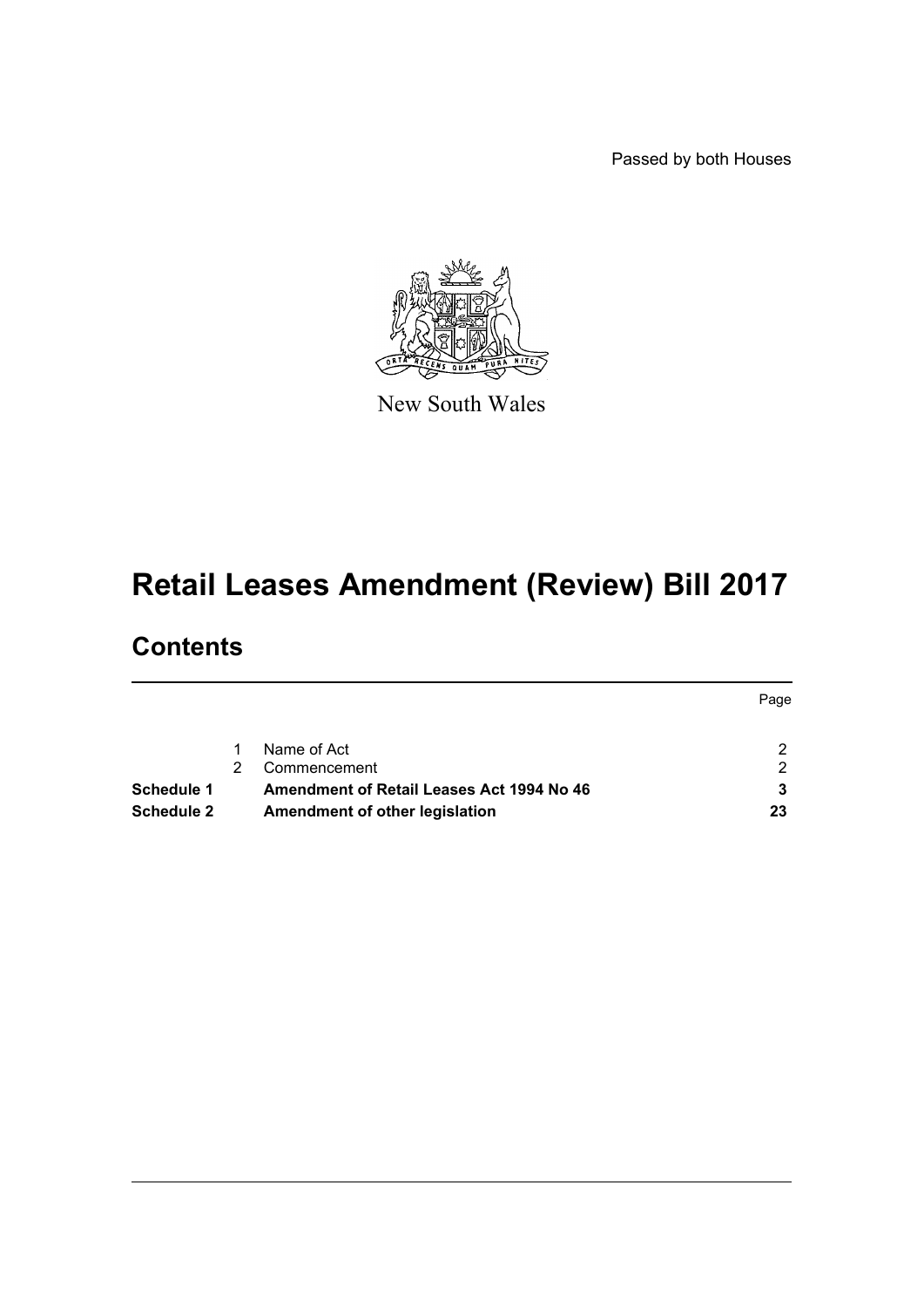Passed by both Houses

New South Wales

# Retail Leases Amendment (Review) Bill 2017

## Contents

| | | | Page |
|---|---|---|---|
| | 1 | Name of Act | 2 |
| | 2 | Commencement | 2 |
| **Schedule 1** | | **Amendment of Retail Leases Act 1994 No 46** | **3** |
| **Schedule 2** | | **Amendment of other legislation** | **23** |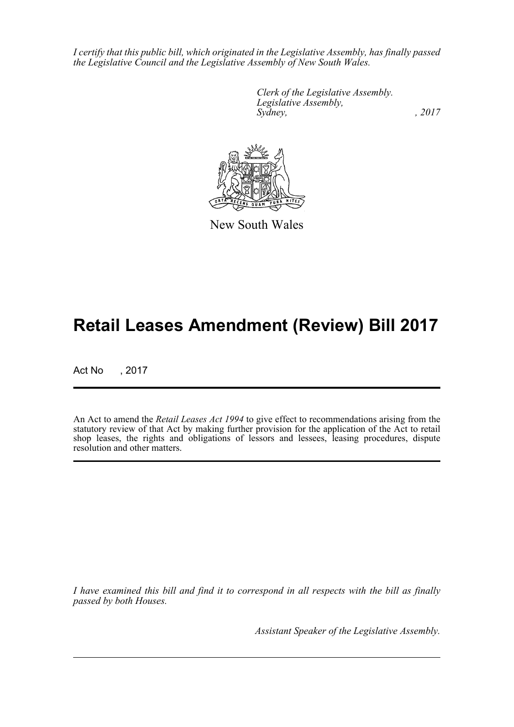*I certify that this public bill, which originated in the Legislative Assembly, has finally passed the Legislative Council and the Legislative Assembly of New South Wales.*

*Clerk of the Legislative Assembly.*
*Legislative Assembly,*
*Sydney, , 2017*

New South Wales

# Retail Leases Amendment (Review) Bill 2017

Act No , 2017

An Act to amend the *Retail Leases Act 1994* to give effect to recommendations arising from the statutory review of that Act by making further provision for the application of the Act to retail shop leases, the rights and obligations of lessors and lessees, leasing procedures, dispute resolution and other matters.

*I have examined this bill and find it to correspond in all respects with the bill as finally passed by both Houses.*

*Assistant Speaker of the Legislative Assembly.*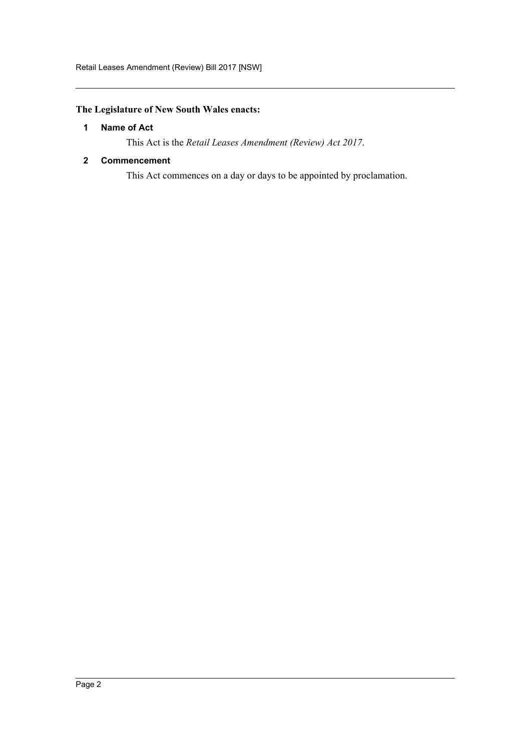**The Legislature of New South Wales enacts:**

### 1 Name of Act

This Act is the *Retail Leases Amendment (Review) Act 2017*.

### 2 Commencement

This Act commences on a day or days to be appointed by proclamation.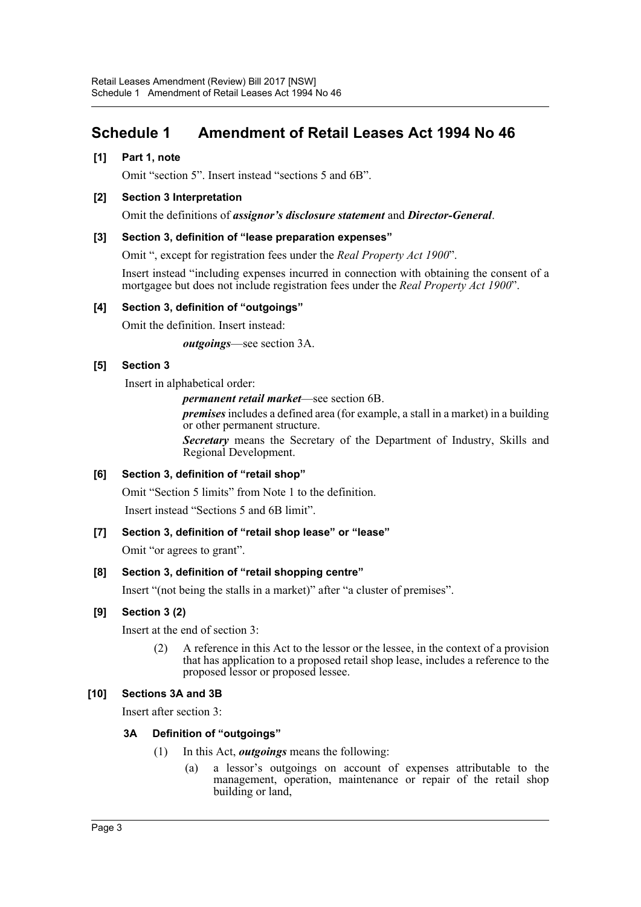# Schedule 1 Amendment of Retail Leases Act 1994 No 46

**[1] Part 1, note**

Omit "section 5". Insert instead "sections 5 and 6B".

**[2] Section 3 Interpretation**

Omit the definitions of ***assignor's disclosure statement*** and ***Director-General***.

**[3] Section 3, definition of "lease preparation expenses"**

Omit ", except for registration fees under the *Real Property Act 1900*".

Insert instead "including expenses incurred in connection with obtaining the consent of a mortgagee but does not include registration fees under the *Real Property Act 1900*".

**[4] Section 3, definition of "outgoings"**

Omit the definition. Insert instead:

> ***outgoings***—see section 3A.

**[5] Section 3**

Insert in alphabetical order:

> ***permanent retail market***—see section 6B.
>
> ***premises*** includes a defined area (for example, a stall in a market) in a building or other permanent structure.
>
> ***Secretary*** means the Secretary of the Department of Industry, Skills and Regional Development.

**[6] Section 3, definition of "retail shop"**

Omit "Section 5 limits" from Note 1 to the definition.

Insert instead "Sections 5 and 6B limit".

**[7] Section 3, definition of "retail shop lease" or "lease"**

Omit "or agrees to grant".

**[8] Section 3, definition of "retail shopping centre"**

Insert "(not being the stalls in a market)" after "a cluster of premises".

**[9] Section 3 (2)**

Insert at the end of section 3:

> (2) A reference in this Act to the lessor or the lessee, in the context of a provision that has application to a proposed retail shop lease, includes a reference to the proposed lessor or proposed lessee.

**[10] Sections 3A and 3B**

Insert after section 3:

> **3A Definition of "outgoings"**
>
> (1) In this Act, ***outgoings*** means the following:
>
> (a) a lessor's outgoings on account of expenses attributable to the management, operation, maintenance or repair of the retail shop building or land,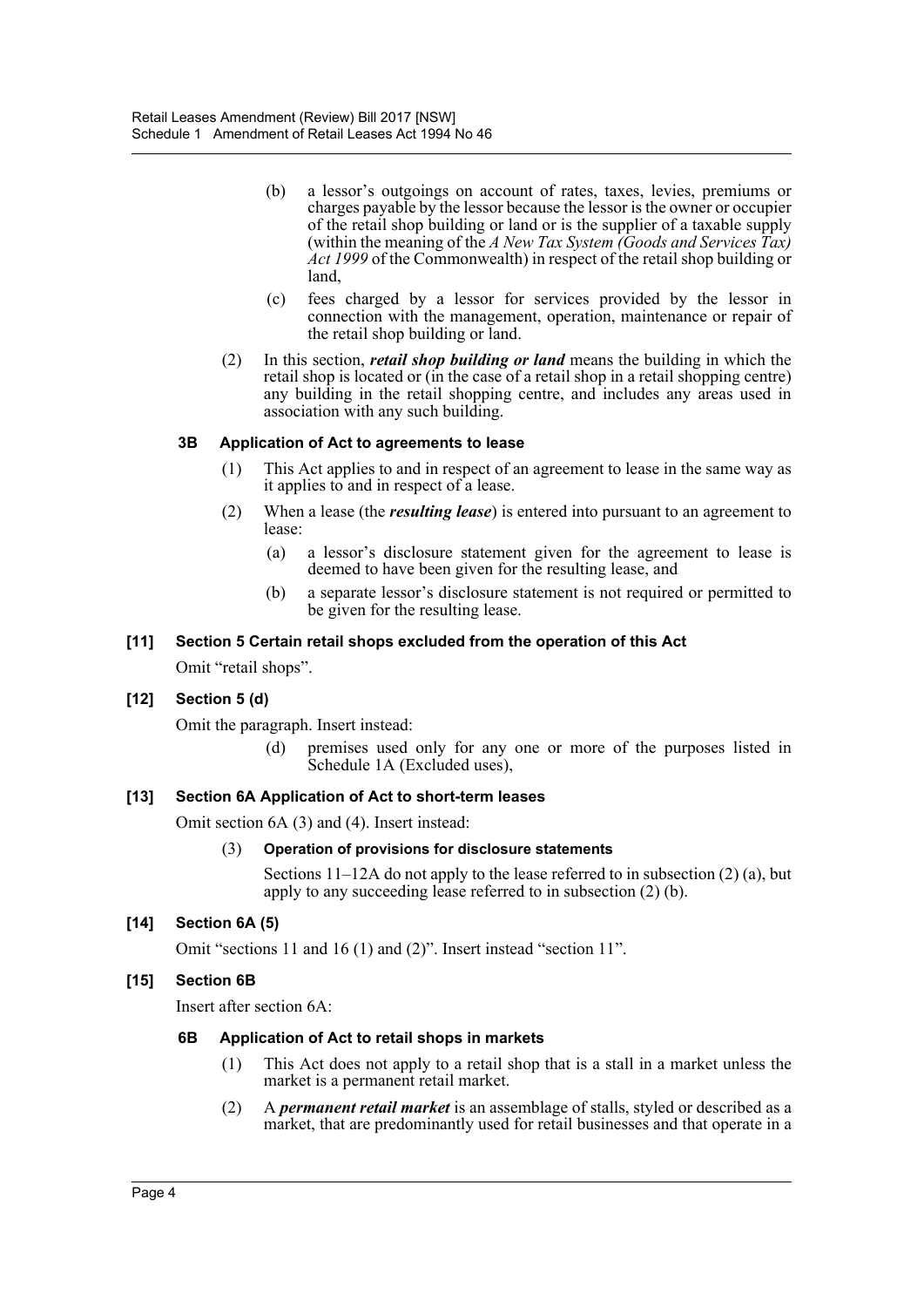(b) a lessor's outgoings on account of rates, taxes, levies, premiums or charges payable by the lessor because the lessor is the owner or occupier of the retail shop building or land or is the supplier of a taxable supply (within the meaning of the *A New Tax System (Goods and Services Tax) Act 1999* of the Commonwealth) in respect of the retail shop building or land,

(c) fees charged by a lessor for services provided by the lessor in connection with the management, operation, maintenance or repair of the retail shop building or land.

(2) In this section, ***retail shop building or land*** means the building in which the retail shop is located or (in the case of a retail shop in a retail shopping centre) any building in the retail shopping centre, and includes any areas used in association with any such building.

#### 3B Application of Act to agreements to lease

(1) This Act applies to and in respect of an agreement to lease in the same way as it applies to and in respect of a lease.

(2) When a lease (the ***resulting lease***) is entered into pursuant to an agreement to lease:

(a) a lessor's disclosure statement given for the agreement to lease is deemed to have been given for the resulting lease, and

(b) a separate lessor's disclosure statement is not required or permitted to be given for the resulting lease.

### [11] Section 5 Certain retail shops excluded from the operation of this Act

Omit "retail shops".

### [12] Section 5 (d)

Omit the paragraph. Insert instead:

(d) premises used only for any one or more of the purposes listed in Schedule 1A (Excluded uses),

### [13] Section 6A Application of Act to short-term leases

Omit section 6A (3) and (4). Insert instead:

(3) **Operation of provisions for disclosure statements**

Sections 11–12A do not apply to the lease referred to in subsection (2) (a), but apply to any succeeding lease referred to in subsection (2) (b).

### [14] Section 6A (5)

Omit "sections 11 and 16 (1) and (2)". Insert instead "section 11".

### [15] Section 6B

Insert after section 6A:

#### 6B Application of Act to retail shops in markets

(1) This Act does not apply to a retail shop that is a stall in a market unless the market is a permanent retail market.

(2) A ***permanent retail market*** is an assemblage of stalls, styled or described as a market, that are predominantly used for retail businesses and that operate in a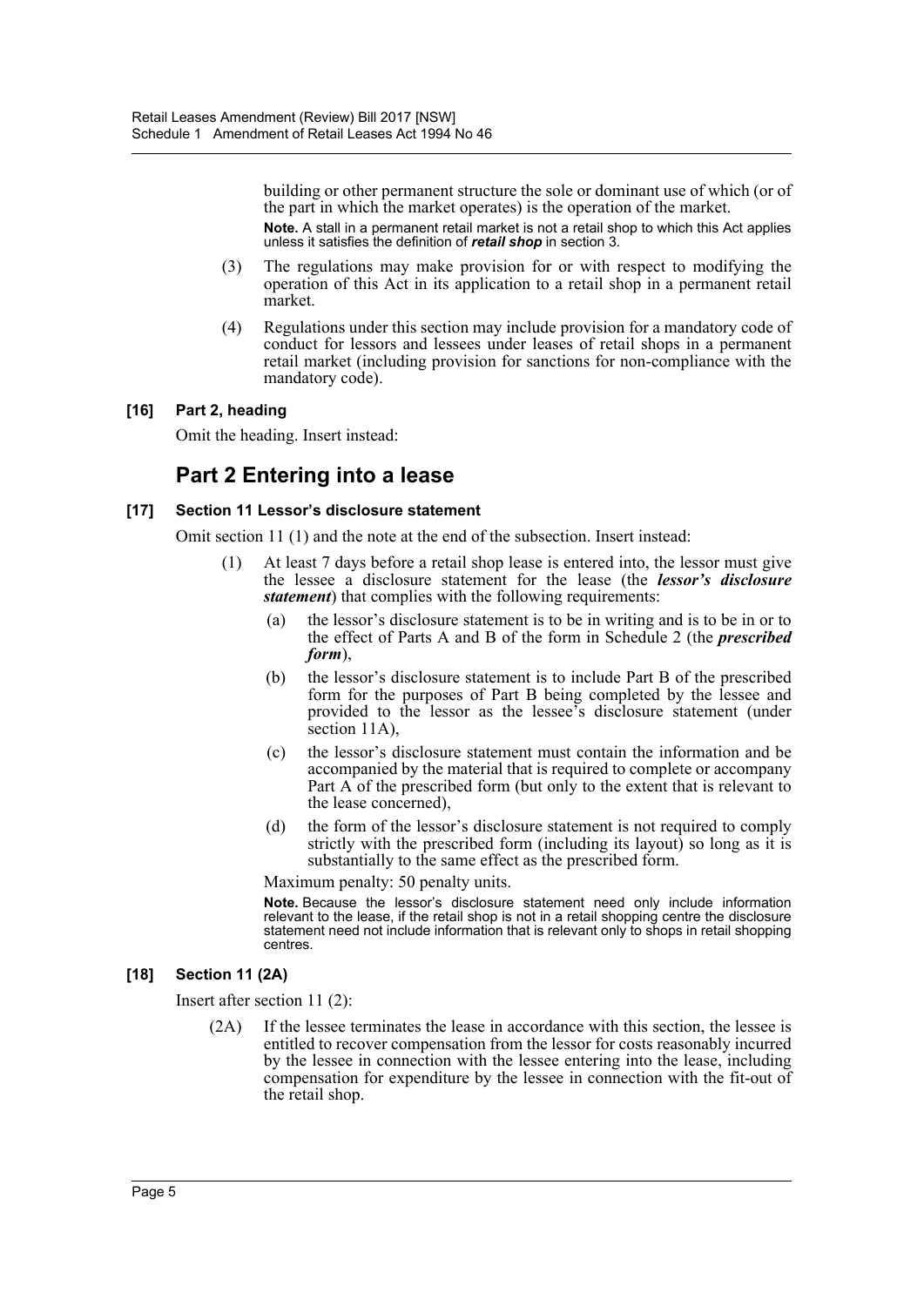building or other permanent structure the sole or dominant use of which (or of the part in which the market operates) is the operation of the market.

**Note.** A stall in a permanent retail market is not a retail shop to which this Act applies unless it satisfies the definition of ***retail shop*** in section 3.

(3) The regulations may make provision for or with respect to modifying the operation of this Act in its application to a retail shop in a permanent retail market.

(4) Regulations under this section may include provision for a mandatory code of conduct for lessors and lessees under leases of retail shops in a permanent retail market (including provision for sanctions for non-compliance with the mandatory code).

#### [16] Part 2, heading

Omit the heading. Insert instead:

## Part 2 Entering into a lease

#### [17] Section 11 Lessor's disclosure statement

Omit section 11 (1) and the note at the end of the subsection. Insert instead:

(1) At least 7 days before a retail shop lease is entered into, the lessor must give the lessee a disclosure statement for the lease (the ***lessor's disclosure statement***) that complies with the following requirements:

(a) the lessor's disclosure statement is to be in writing and is to be in or to the effect of Parts A and B of the form in Schedule 2 (the ***prescribed form***),

(b) the lessor's disclosure statement is to include Part B of the prescribed form for the purposes of Part B being completed by the lessee and provided to the lessor as the lessee's disclosure statement (under section 11A),

(c) the lessor's disclosure statement must contain the information and be accompanied by the material that is required to complete or accompany Part A of the prescribed form (but only to the extent that is relevant to the lease concerned),

(d) the form of the lessor's disclosure statement is not required to comply strictly with the prescribed form (including its layout) so long as it is substantially to the same effect as the prescribed form.

Maximum penalty: 50 penalty units.

**Note.** Because the lessor's disclosure statement need only include information relevant to the lease, if the retail shop is not in a retail shopping centre the disclosure statement need not include information that is relevant only to shops in retail shopping centres.

#### [18] Section 11 (2A)

Insert after section 11 (2):

(2A) If the lessee terminates the lease in accordance with this section, the lessee is entitled to recover compensation from the lessor for costs reasonably incurred by the lessee in connection with the lessee entering into the lease, including compensation for expenditure by the lessee in connection with the fit-out of the retail shop.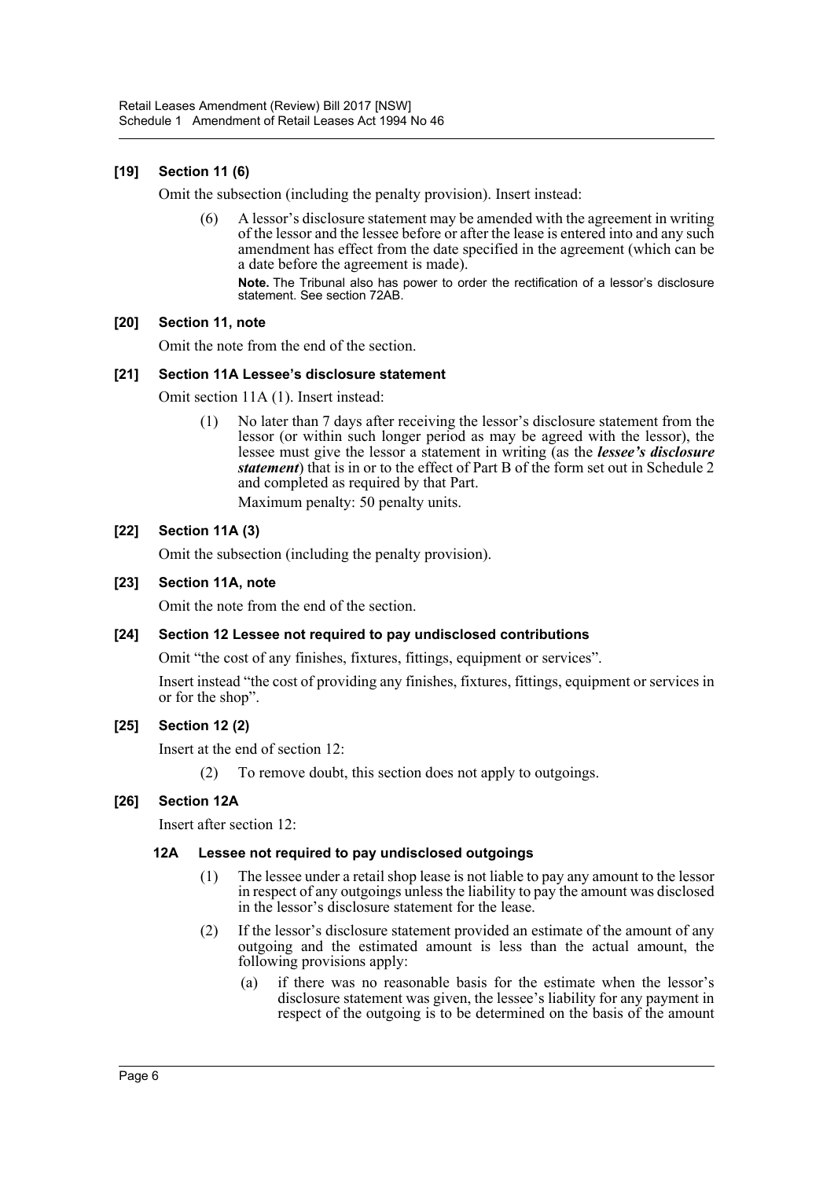### [19] Section 11 (6)

Omit the subsection (including the penalty provision). Insert instead:

> (6) A lessor's disclosure statement may be amended with the agreement in writing of the lessor and the lessee before or after the lease is entered into and any such amendment has effect from the date specified in the agreement (which can be a date before the agreement is made).
>
> **Note.** The Tribunal also has power to order the rectification of a lessor's disclosure statement. See section 72AB.

### [20] Section 11, note

Omit the note from the end of the section.

### [21] Section 11A Lessee's disclosure statement

Omit section 11A (1). Insert instead:

> (1) No later than 7 days after receiving the lessor's disclosure statement from the lessor (or within such longer period as may be agreed with the lessor), the lessee must give the lessor a statement in writing (as the ***lessee's disclosure statement***) that is in or to the effect of Part B of the form set out in Schedule 2 and completed as required by that Part.
>
> Maximum penalty: 50 penalty units.

### [22] Section 11A (3)

Omit the subsection (including the penalty provision).

### [23] Section 11A, note

Omit the note from the end of the section.

### [24] Section 12 Lessee not required to pay undisclosed contributions

Omit "the cost of any finishes, fixtures, fittings, equipment or services".

Insert instead "the cost of providing any finishes, fixtures, fittings, equipment or services in or for the shop".

### [25] Section 12 (2)

Insert at the end of section 12:

> (2) To remove doubt, this section does not apply to outgoings.

### [26] Section 12A

Insert after section 12:

> **12A Lessee not required to pay undisclosed outgoings**
>
> (1) The lessee under a retail shop lease is not liable to pay any amount to the lessor in respect of any outgoings unless the liability to pay the amount was disclosed in the lessor's disclosure statement for the lease.
>
> (2) If the lessor's disclosure statement provided an estimate of the amount of any outgoing and the estimated amount is less than the actual amount, the following provisions apply:
>
> (a) if there was no reasonable basis for the estimate when the lessor's disclosure statement was given, the lessee's liability for any payment in respect of the outgoing is to be determined on the basis of the amount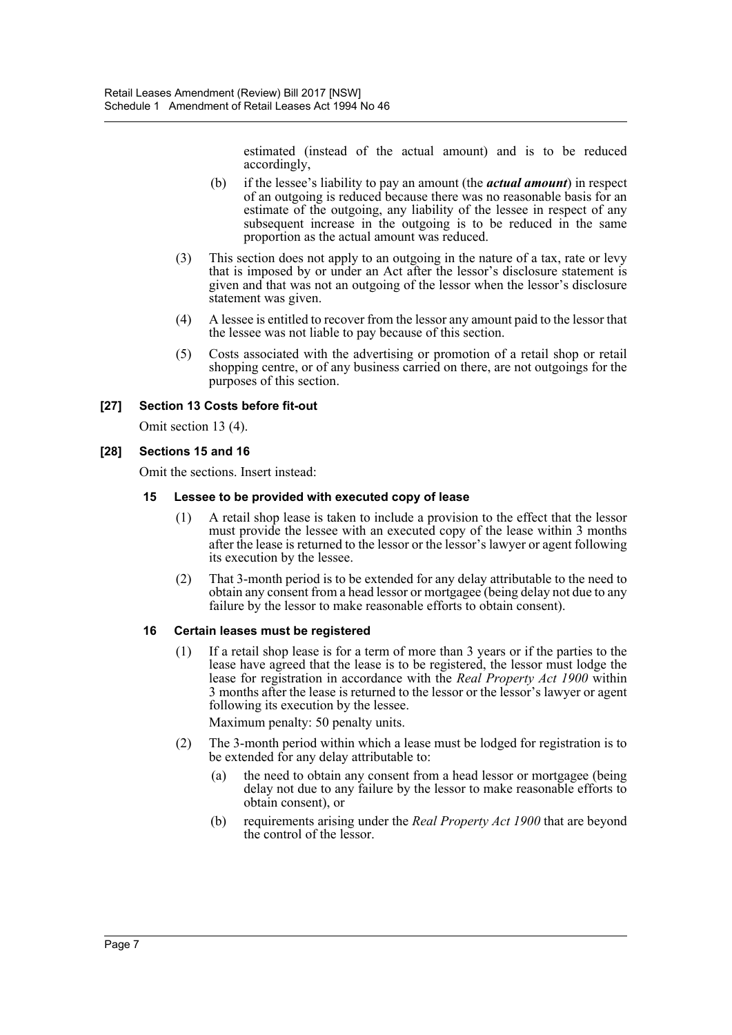estimated (instead of the actual amount) and is to be reduced accordingly,

(b) if the lessee's liability to pay an amount (the ***actual amount***) in respect of an outgoing is reduced because there was no reasonable basis for an estimate of the outgoing, any liability of the lessee in respect of any subsequent increase in the outgoing is to be reduced in the same proportion as the actual amount was reduced.

(3) This section does not apply to an outgoing in the nature of a tax, rate or levy that is imposed by or under an Act after the lessor's disclosure statement is given and that was not an outgoing of the lessor when the lessor's disclosure statement was given.

(4) A lessee is entitled to recover from the lessor any amount paid to the lessor that the lessee was not liable to pay because of this section.

(5) Costs associated with the advertising or promotion of a retail shop or retail shopping centre, or of any business carried on there, are not outgoings for the purposes of this section.

#### [27] Section 13 Costs before fit-out

Omit section 13 (4).

#### [28] Sections 15 and 16

Omit the sections. Insert instead:

##### 15 Lessee to be provided with executed copy of lease

(1) A retail shop lease is taken to include a provision to the effect that the lessor must provide the lessee with an executed copy of the lease within 3 months after the lease is returned to the lessor or the lessor's lawyer or agent following its execution by the lessee.

(2) That 3-month period is to be extended for any delay attributable to the need to obtain any consent from a head lessor or mortgagee (being delay not due to any failure by the lessor to make reasonable efforts to obtain consent).

##### 16 Certain leases must be registered

(1) If a retail shop lease is for a term of more than 3 years or if the parties to the lease have agreed that the lease is to be registered, the lessor must lodge the lease for registration in accordance with the *Real Property Act 1900* within 3 months after the lease is returned to the lessor or the lessor's lawyer or agent following its execution by the lessee.

Maximum penalty: 50 penalty units.

(2) The 3-month period within which a lease must be lodged for registration is to be extended for any delay attributable to:

(a) the need to obtain any consent from a head lessor or mortgagee (being delay not due to any failure by the lessor to make reasonable efforts to obtain consent), or

(b) requirements arising under the *Real Property Act 1900* that are beyond the control of the lessor.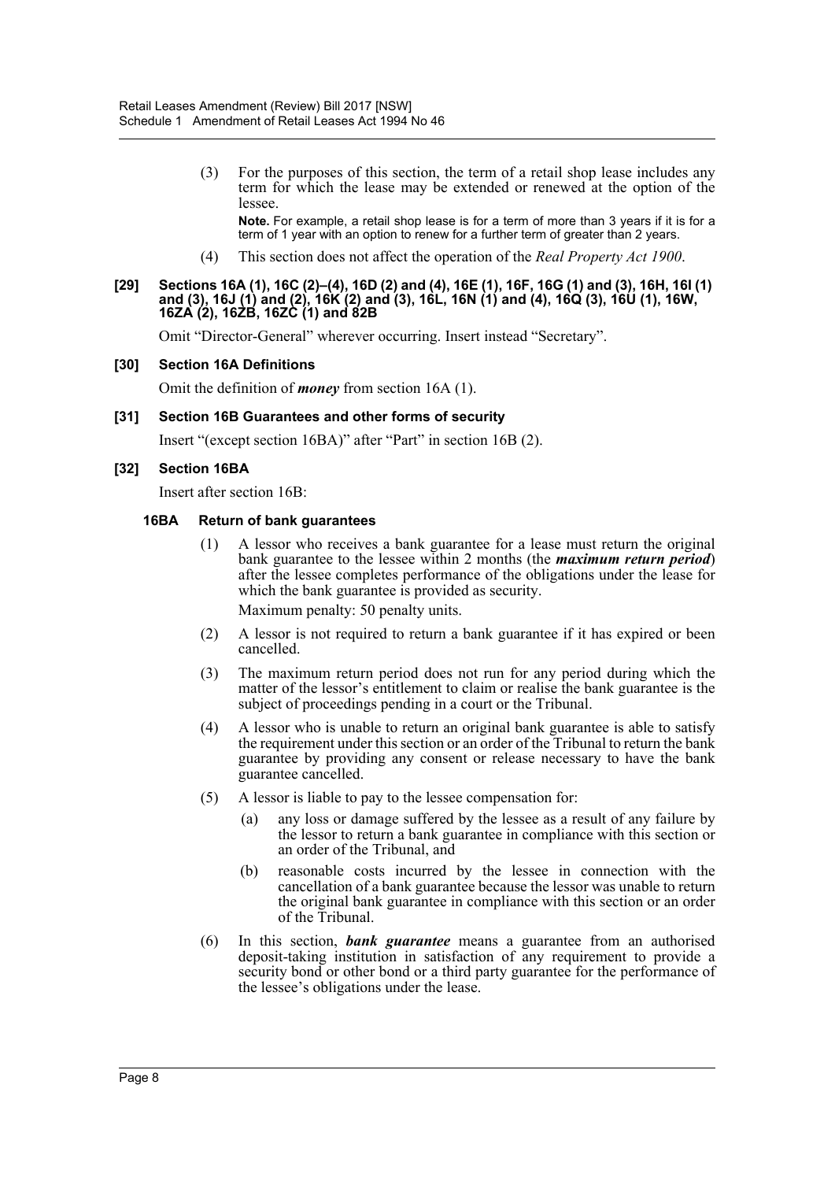(3) For the purposes of this section, the term of a retail shop lease includes any term for which the lease may be extended or renewed at the option of the lessee.

**Note.** For example, a retail shop lease is for a term of more than 3 years if it is for a term of 1 year with an option to renew for a further term of greater than 2 years.

(4) This section does not affect the operation of the *Real Property Act 1900*.

#### [29] Sections 16A (1), 16C (2)–(4), 16D (2) and (4), 16E (1), 16F, 16G (1) and (3), 16H, 16I (1) and (3), 16J (1) and (2), 16K (2) and (3), 16L, 16N (1) and (4), 16Q (3), 16U (1), 16W, 16ZA (2), 16ZB, 16ZC (1) and 82B

Omit "Director-General" wherever occurring. Insert instead "Secretary".

#### [30] Section 16A Definitions

Omit the definition of ***money*** from section 16A (1).

#### [31] Section 16B Guarantees and other forms of security

Insert "(except section 16BA)" after "Part" in section 16B (2).

#### [32] Section 16BA

Insert after section 16B:

**16BA Return of bank guarantees**

(1) A lessor who receives a bank guarantee for a lease must return the original bank guarantee to the lessee within 2 months (the ***maximum return period***) after the lessee completes performance of the obligations under the lease for which the bank guarantee is provided as security.

Maximum penalty: 50 penalty units.

(2) A lessor is not required to return a bank guarantee if it has expired or been cancelled.

(3) The maximum return period does not run for any period during which the matter of the lessor's entitlement to claim or realise the bank guarantee is the subject of proceedings pending in a court or the Tribunal.

(4) A lessor who is unable to return an original bank guarantee is able to satisfy the requirement under this section or an order of the Tribunal to return the bank guarantee by providing any consent or release necessary to have the bank guarantee cancelled.

(5) A lessor is liable to pay to the lessee compensation for:

(a) any loss or damage suffered by the lessee as a result of any failure by the lessor to return a bank guarantee in compliance with this section or an order of the Tribunal, and

(b) reasonable costs incurred by the lessee in connection with the cancellation of a bank guarantee because the lessor was unable to return the original bank guarantee in compliance with this section or an order of the Tribunal.

(6) In this section, ***bank guarantee*** means a guarantee from an authorised deposit-taking institution in satisfaction of any requirement to provide a security bond or other bond or a third party guarantee for the performance of the lessee's obligations under the lease.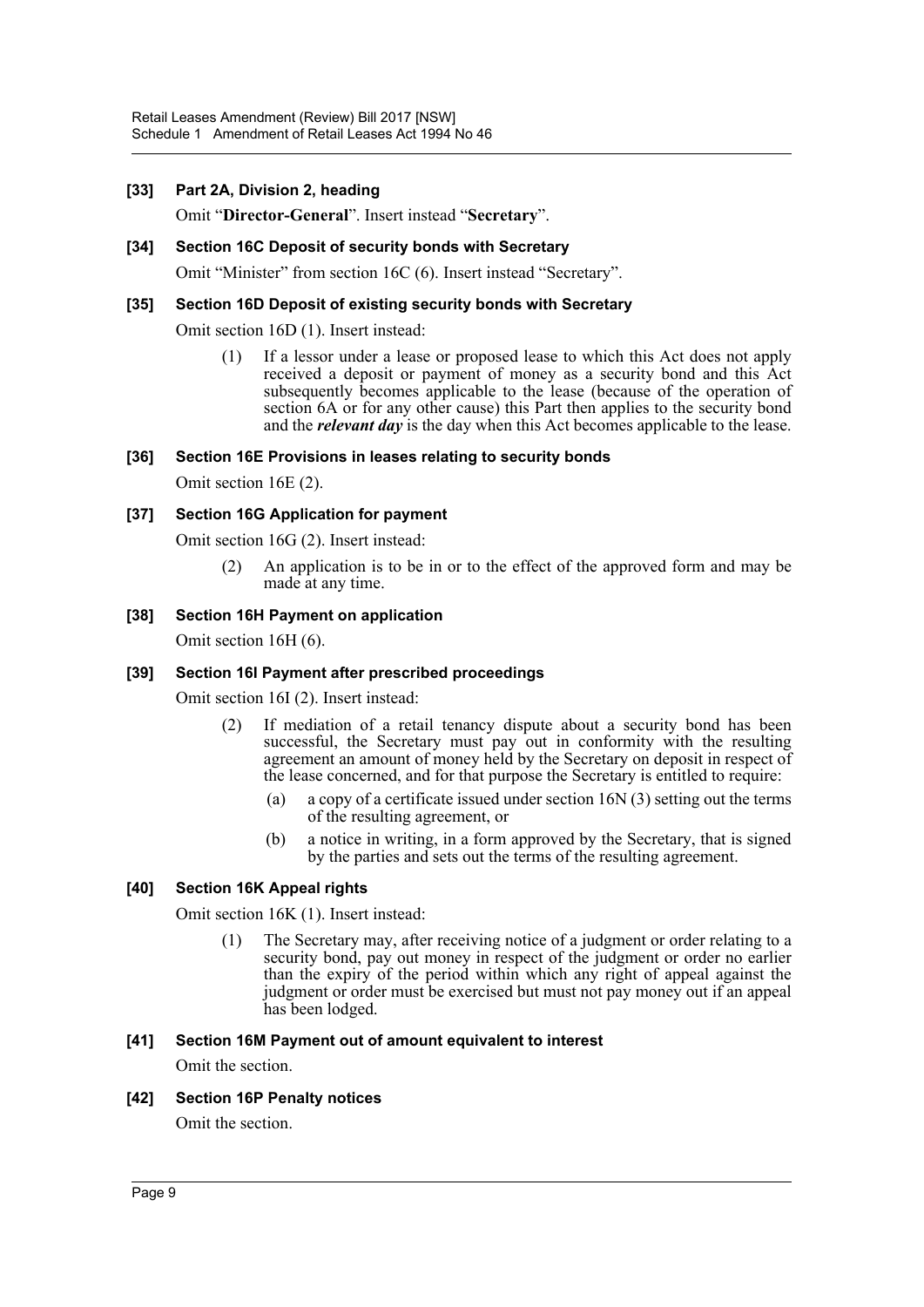**[33] Part 2A, Division 2, heading**

Omit "**Director-General**". Insert instead "**Secretary**".

**[34] Section 16C Deposit of security bonds with Secretary**

Omit "Minister" from section 16C (6). Insert instead "Secretary".

**[35] Section 16D Deposit of existing security bonds with Secretary**

Omit section 16D (1). Insert instead:

> (1) If a lessor under a lease or proposed lease to which this Act does not apply received a deposit or payment of money as a security bond and this Act subsequently becomes applicable to the lease (because of the operation of section 6A or for any other cause) this Part then applies to the security bond and the ***relevant day*** is the day when this Act becomes applicable to the lease.

**[36] Section 16E Provisions in leases relating to security bonds**

Omit section 16E (2).

**[37] Section 16G Application for payment**

Omit section 16G (2). Insert instead:

> (2) An application is to be in or to the effect of the approved form and may be made at any time.

**[38] Section 16H Payment on application**

Omit section 16H (6).

**[39] Section 16I Payment after prescribed proceedings**

Omit section 16I (2). Insert instead:

> (2) If mediation of a retail tenancy dispute about a security bond has been successful, the Secretary must pay out in conformity with the resulting agreement an amount of money held by the Secretary on deposit in respect of the lease concerned, and for that purpose the Secretary is entitled to require:
>
> (a) a copy of a certificate issued under section 16N (3) setting out the terms of the resulting agreement, or
>
> (b) a notice in writing, in a form approved by the Secretary, that is signed by the parties and sets out the terms of the resulting agreement.

**[40] Section 16K Appeal rights**

Omit section 16K (1). Insert instead:

> (1) The Secretary may, after receiving notice of a judgment or order relating to a security bond, pay out money in respect of the judgment or order no earlier than the expiry of the period within which any right of appeal against the judgment or order must be exercised but must not pay money out if an appeal has been lodged.

**[41] Section 16M Payment out of amount equivalent to interest**

Omit the section.

**[42] Section 16P Penalty notices**

Omit the section.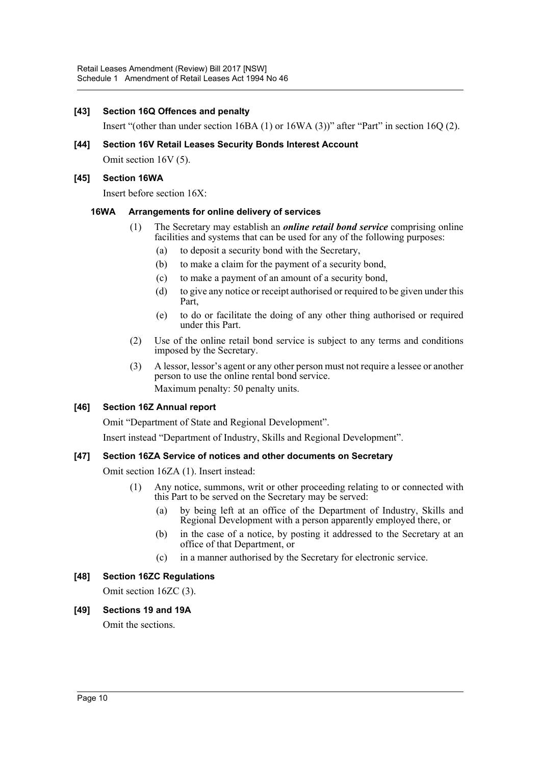### [43] Section 16Q Offences and penalty

Insert "(other than under section 16BA (1) or 16WA (3))" after "Part" in section 16Q (2).

### [44] Section 16V Retail Leases Security Bonds Interest Account

Omit section 16V (5).

### [45] Section 16WA

Insert before section 16X:

#### 16WA Arrangements for online delivery of services

(1) The Secretary may establish an ***online retail bond service*** comprising online facilities and systems that can be used for any of the following purposes:

- (a) to deposit a security bond with the Secretary,
- (b) to make a claim for the payment of a security bond,
- (c) to make a payment of an amount of a security bond,
- (d) to give any notice or receipt authorised or required to be given under this Part,
- (e) to do or facilitate the doing of any other thing authorised or required under this Part.

(2) Use of the online retail bond service is subject to any terms and conditions imposed by the Secretary.

(3) A lessor, lessor's agent or any other person must not require a lessee or another person to use the online rental bond service.

Maximum penalty: 50 penalty units.

### [46] Section 16Z Annual report

Omit "Department of State and Regional Development".

Insert instead "Department of Industry, Skills and Regional Development".

### [47] Section 16ZA Service of notices and other documents on Secretary

Omit section 16ZA (1). Insert instead:

(1) Any notice, summons, writ or other proceeding relating to or connected with this Part to be served on the Secretary may be served:

- (a) by being left at an office of the Department of Industry, Skills and Regional Development with a person apparently employed there, or
- (b) in the case of a notice, by posting it addressed to the Secretary at an office of that Department, or
- (c) in a manner authorised by the Secretary for electronic service.

### [48] Section 16ZC Regulations

Omit section 16ZC (3).

### [49] Sections 19 and 19A

Omit the sections.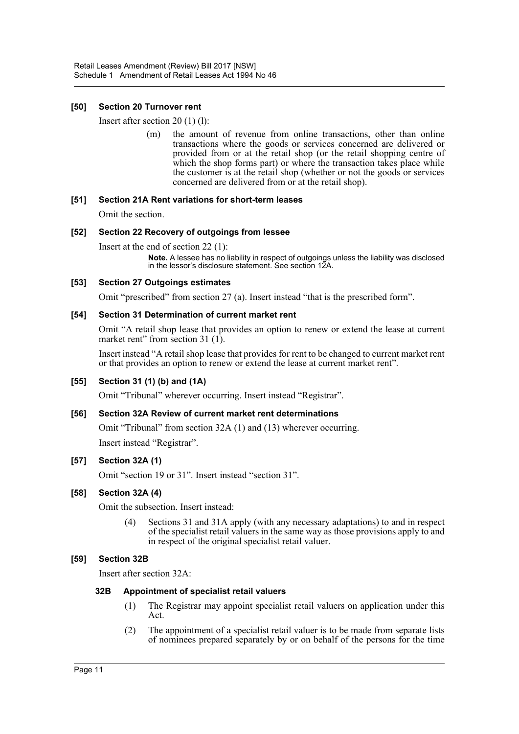### [50] Section 20 Turnover rent

Insert after section 20 (1) (l):

> (m) the amount of revenue from online transactions, other than online transactions where the goods or services concerned are delivered or provided from or at the retail shop (or the retail shopping centre of which the shop forms part) or where the transaction takes place while the customer is at the retail shop (whether or not the goods or services concerned are delivered from or at the retail shop).

### [51] Section 21A Rent variations for short-term leases

Omit the section.

### [52] Section 22 Recovery of outgoings from lessee

Insert at the end of section 22 (1):

> **Note.** A lessee has no liability in respect of outgoings unless the liability was disclosed in the lessor's disclosure statement. See section 12A.

### [53] Section 27 Outgoings estimates

Omit "prescribed" from section 27 (a). Insert instead "that is the prescribed form".

### [54] Section 31 Determination of current market rent

Omit "A retail shop lease that provides an option to renew or extend the lease at current market rent" from section 31 (1).

Insert instead "A retail shop lease that provides for rent to be changed to current market rent or that provides an option to renew or extend the lease at current market rent".

### [55] Section 31 (1) (b) and (1A)

Omit "Tribunal" wherever occurring. Insert instead "Registrar".

### [56] Section 32A Review of current market rent determinations

Omit "Tribunal" from section 32A (1) and (13) wherever occurring.

Insert instead "Registrar".

### [57] Section 32A (1)

Omit "section 19 or 31". Insert instead "section 31".

### [58] Section 32A (4)

Omit the subsection. Insert instead:

> (4) Sections 31 and 31A apply (with any necessary adaptations) to and in respect of the specialist retail valuers in the same way as those provisions apply to and in respect of the original specialist retail valuer.

### [59] Section 32B

Insert after section 32A:

#### 32B Appointment of specialist retail valuers

> (1) The Registrar may appoint specialist retail valuers on application under this Act.
>
> (2) The appointment of a specialist retail valuer is to be made from separate lists of nominees prepared separately by or on behalf of the persons for the time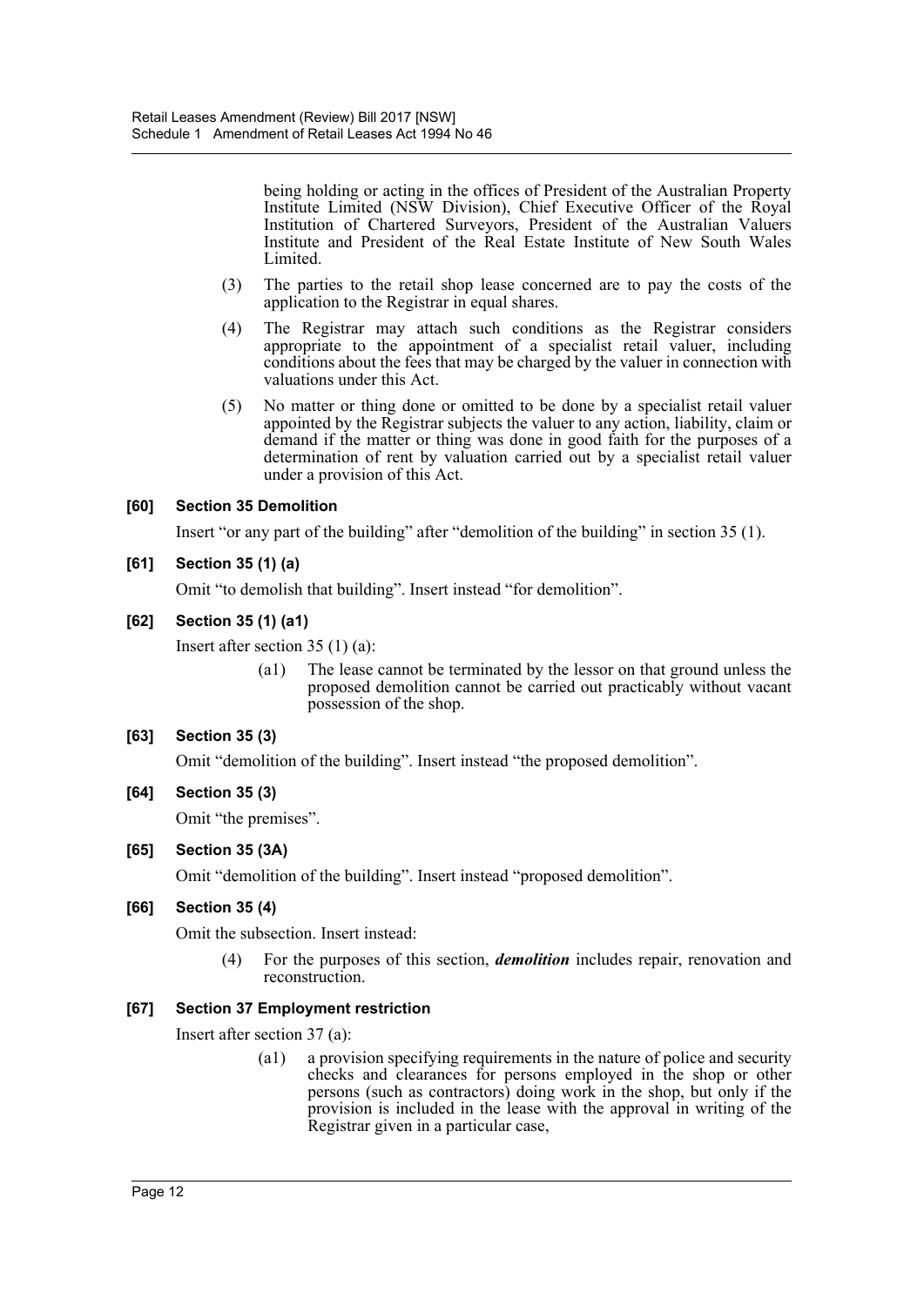being holding or acting in the offices of President of the Australian Property Institute Limited (NSW Division), Chief Executive Officer of the Royal Institution of Chartered Surveyors, President of the Australian Valuers Institute and President of the Real Estate Institute of New South Wales Limited.

(3) The parties to the retail shop lease concerned are to pay the costs of the application to the Registrar in equal shares.

(4) The Registrar may attach such conditions as the Registrar considers appropriate to the appointment of a specialist retail valuer, including conditions about the fees that may be charged by the valuer in connection with valuations under this Act.

(5) No matter or thing done or omitted to be done by a specialist retail valuer appointed by the Registrar subjects the valuer to any action, liability, claim or demand if the matter or thing was done in good faith for the purposes of a determination of rent by valuation carried out by a specialist retail valuer under a provision of this Act.

**[60] Section 35 Demolition**

Insert "or any part of the building" after "demolition of the building" in section 35 (1).

**[61] Section 35 (1) (a)**

Omit "to demolish that building". Insert instead "for demolition".

**[62] Section 35 (1) (a1)**

Insert after section 35 (1) (a):

(a1) The lease cannot be terminated by the lessor on that ground unless the proposed demolition cannot be carried out practicably without vacant possession of the shop.

**[63] Section 35 (3)**

Omit "demolition of the building". Insert instead "the proposed demolition".

**[64] Section 35 (3)**

Omit "the premises".

**[65] Section 35 (3A)**

Omit "demolition of the building". Insert instead "proposed demolition".

**[66] Section 35 (4)**

Omit the subsection. Insert instead:

(4) For the purposes of this section, ***demolition*** includes repair, renovation and reconstruction.

**[67] Section 37 Employment restriction**

Insert after section 37 (a):

(a1) a provision specifying requirements in the nature of police and security checks and clearances for persons employed in the shop or other persons (such as contractors) doing work in the shop, but only if the provision is included in the lease with the approval in writing of the Registrar given in a particular case,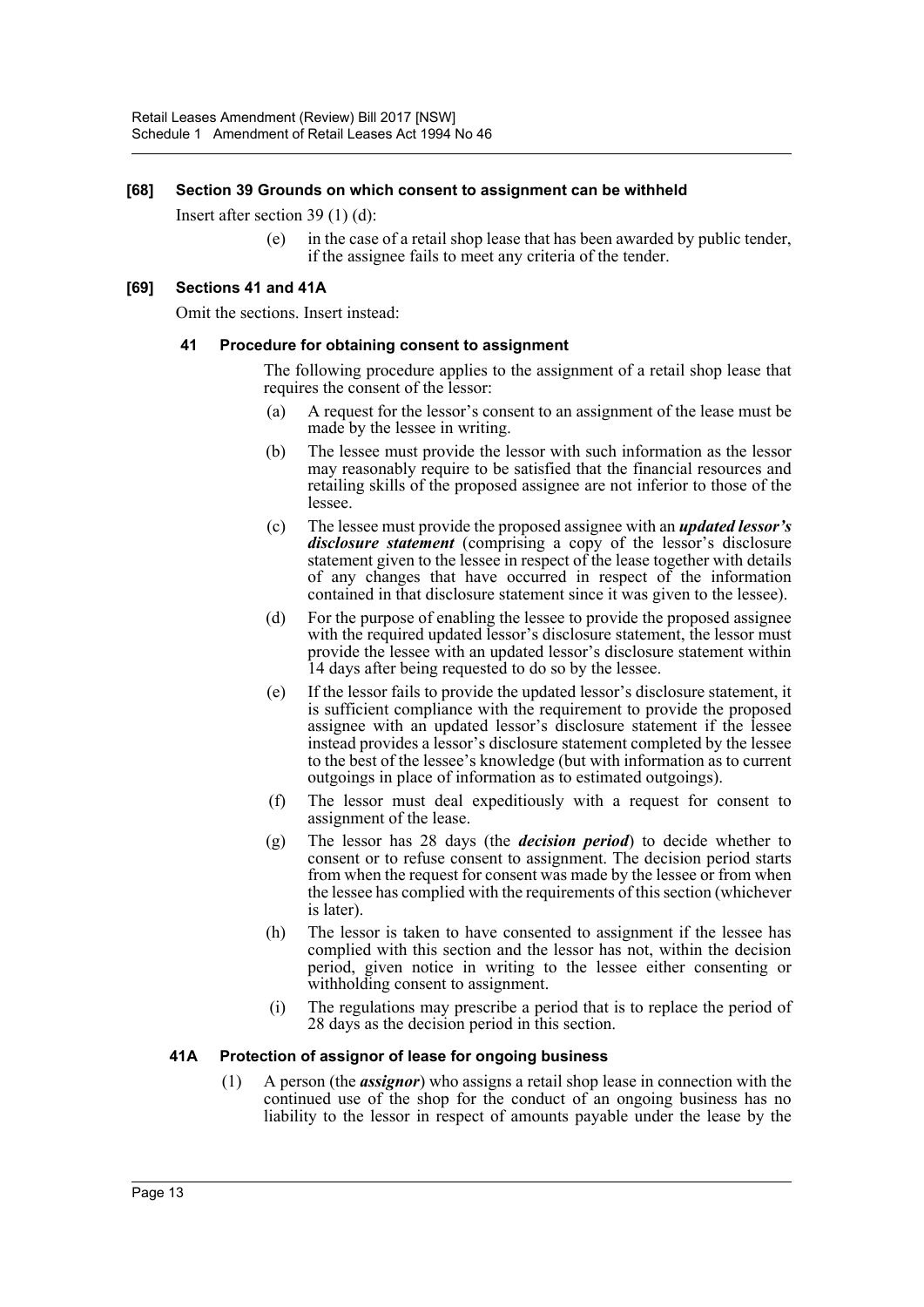**[68] Section 39 Grounds on which consent to assignment can be withheld**

Insert after section 39 (1) (d):

> (e) in the case of a retail shop lease that has been awarded by public tender, if the assignee fails to meet any criteria of the tender.

**[69] Sections 41 and 41A**

Omit the sections. Insert instead:

**41 Procedure for obtaining consent to assignment**

The following procedure applies to the assignment of a retail shop lease that requires the consent of the lessor:

(a) A request for the lessor's consent to an assignment of the lease must be made by the lessee in writing.

(b) The lessee must provide the lessor with such information as the lessor may reasonably require to be satisfied that the financial resources and retailing skills of the proposed assignee are not inferior to those of the lessee.

(c) The lessee must provide the proposed assignee with an ***updated lessor's disclosure statement*** (comprising a copy of the lessor's disclosure statement given to the lessee in respect of the lease together with details of any changes that have occurred in respect of the information contained in that disclosure statement since it was given to the lessee).

(d) For the purpose of enabling the lessee to provide the proposed assignee with the required updated lessor's disclosure statement, the lessor must provide the lessee with an updated lessor's disclosure statement within 14 days after being requested to do so by the lessee.

(e) If the lessor fails to provide the updated lessor's disclosure statement, it is sufficient compliance with the requirement to provide the proposed assignee with an updated lessor's disclosure statement if the lessee instead provides a lessor's disclosure statement completed by the lessee to the best of the lessee's knowledge (but with information as to current outgoings in place of information as to estimated outgoings).

(f) The lessor must deal expeditiously with a request for consent to assignment of the lease.

(g) The lessor has 28 days (the ***decision period***) to decide whether to consent or to refuse consent to assignment. The decision period starts from when the request for consent was made by the lessee or from when the lessee has complied with the requirements of this section (whichever is later).

(h) The lessor is taken to have consented to assignment if the lessee has complied with this section and the lessor has not, within the decision period, given notice in writing to the lessee either consenting or withholding consent to assignment.

(i) The regulations may prescribe a period that is to replace the period of 28 days as the decision period in this section.

**41A Protection of assignor of lease for ongoing business**

(1) A person (the ***assignor***) who assigns a retail shop lease in connection with the continued use of the shop for the conduct of an ongoing business has no liability to the lessor in respect of amounts payable under the lease by the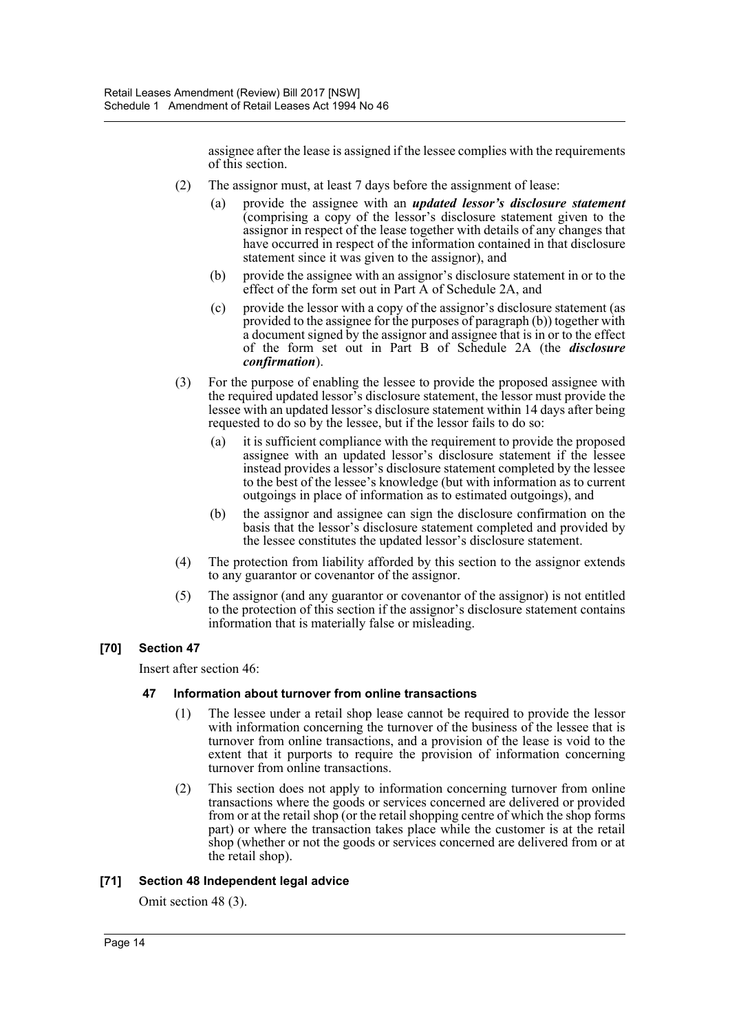assignee after the lease is assigned if the lessee complies with the requirements of this section.

(2) The assignor must, at least 7 days before the assignment of lease:

(a) provide the assignee with an ***updated lessor's disclosure statement*** (comprising a copy of the lessor's disclosure statement given to the assignor in respect of the lease together with details of any changes that have occurred in respect of the information contained in that disclosure statement since it was given to the assignor), and

(b) provide the assignee with an assignor's disclosure statement in or to the effect of the form set out in Part A of Schedule 2A, and

(c) provide the lessor with a copy of the assignor's disclosure statement (as provided to the assignee for the purposes of paragraph (b)) together with a document signed by the assignor and assignee that is in or to the effect of the form set out in Part B of Schedule 2A (the ***disclosure confirmation***).

(3) For the purpose of enabling the lessee to provide the proposed assignee with the required updated lessor's disclosure statement, the lessor must provide the lessee with an updated lessor's disclosure statement within 14 days after being requested to do so by the lessee, but if the lessor fails to do so:

(a) it is sufficient compliance with the requirement to provide the proposed assignee with an updated lessor's disclosure statement if the lessee instead provides a lessor's disclosure statement completed by the lessee to the best of the lessee's knowledge (but with information as to current outgoings in place of information as to estimated outgoings), and

(b) the assignor and assignee can sign the disclosure confirmation on the basis that the lessor's disclosure statement completed and provided by the lessee constitutes the updated lessor's disclosure statement.

(4) The protection from liability afforded by this section to the assignor extends to any guarantor or covenantor of the assignor.

(5) The assignor (and any guarantor or covenantor of the assignor) is not entitled to the protection of this section if the assignor's disclosure statement contains information that is materially false or misleading.

### [70] Section 47

Insert after section 46:

#### 47 Information about turnover from online transactions

(1) The lessee under a retail shop lease cannot be required to provide the lessor with information concerning the turnover of the business of the lessee that is turnover from online transactions, and a provision of the lease is void to the extent that it purports to require the provision of information concerning turnover from online transactions.

(2) This section does not apply to information concerning turnover from online transactions where the goods or services concerned are delivered or provided from or at the retail shop (or the retail shopping centre of which the shop forms part) or where the transaction takes place while the customer is at the retail shop (whether or not the goods or services concerned are delivered from or at the retail shop).

### [71] Section 48 Independent legal advice

Omit section 48 (3).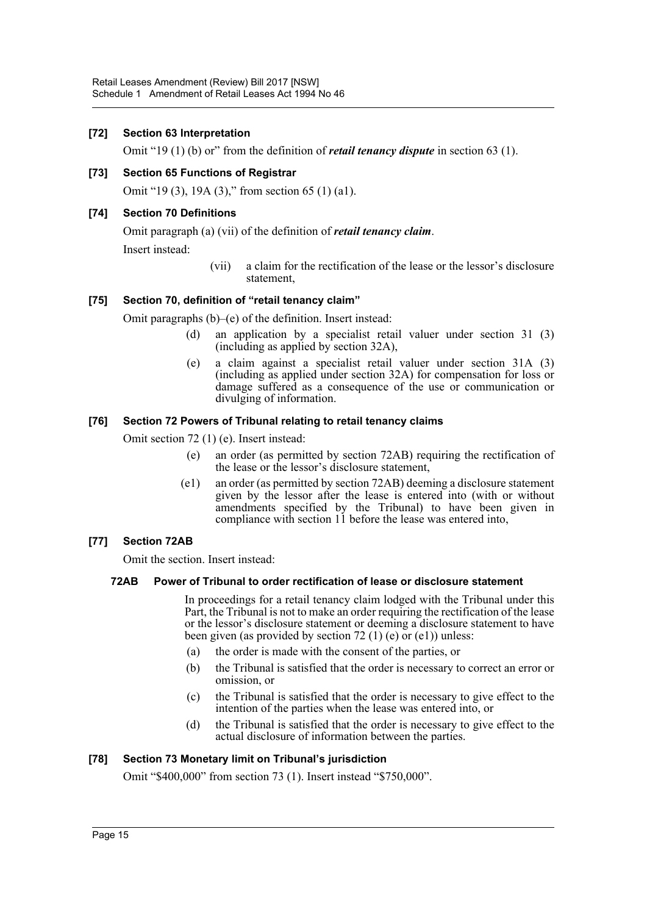### [72] Section 63 Interpretation

Omit "19 (1) (b) or" from the definition of ***retail tenancy dispute*** in section 63 (1).

### [73] Section 65 Functions of Registrar

Omit "19 (3), 19A (3)," from section 65 (1) (a1).

### [74] Section 70 Definitions

Omit paragraph (a) (vii) of the definition of ***retail tenancy claim***.

Insert instead:

> (vii) a claim for the rectification of the lease or the lessor's disclosure statement,

### [75] Section 70, definition of "retail tenancy claim"

Omit paragraphs (b)–(e) of the definition. Insert instead:

> (d) an application by a specialist retail valuer under section 31 (3) (including as applied by section 32A),
>
> (e) a claim against a specialist retail valuer under section 31A (3) (including as applied under section 32A) for compensation for loss or damage suffered as a consequence of the use or communication or divulging of information.

### [76] Section 72 Powers of Tribunal relating to retail tenancy claims

Omit section 72 (1) (e). Insert instead:

> (e) an order (as permitted by section 72AB) requiring the rectification of the lease or the lessor's disclosure statement,
>
> (e1) an order (as permitted by section 72AB) deeming a disclosure statement given by the lessor after the lease is entered into (with or without amendments specified by the Tribunal) to have been given in compliance with section 11 before the lease was entered into,

### [77] Section 72AB

Omit the section. Insert instead:

#### 72AB Power of Tribunal to order rectification of lease or disclosure statement

In proceedings for a retail tenancy claim lodged with the Tribunal under this Part, the Tribunal is not to make an order requiring the rectification of the lease or the lessor's disclosure statement or deeming a disclosure statement to have been given (as provided by section 72 (1) (e) or (e1)) unless:

(a) the order is made with the consent of the parties, or

(b) the Tribunal is satisfied that the order is necessary to correct an error or omission, or

(c) the Tribunal is satisfied that the order is necessary to give effect to the intention of the parties when the lease was entered into, or

(d) the Tribunal is satisfied that the order is necessary to give effect to the actual disclosure of information between the parties.

### [78] Section 73 Monetary limit on Tribunal's jurisdiction

Omit "$400,000" from section 73 (1). Insert instead "$750,000".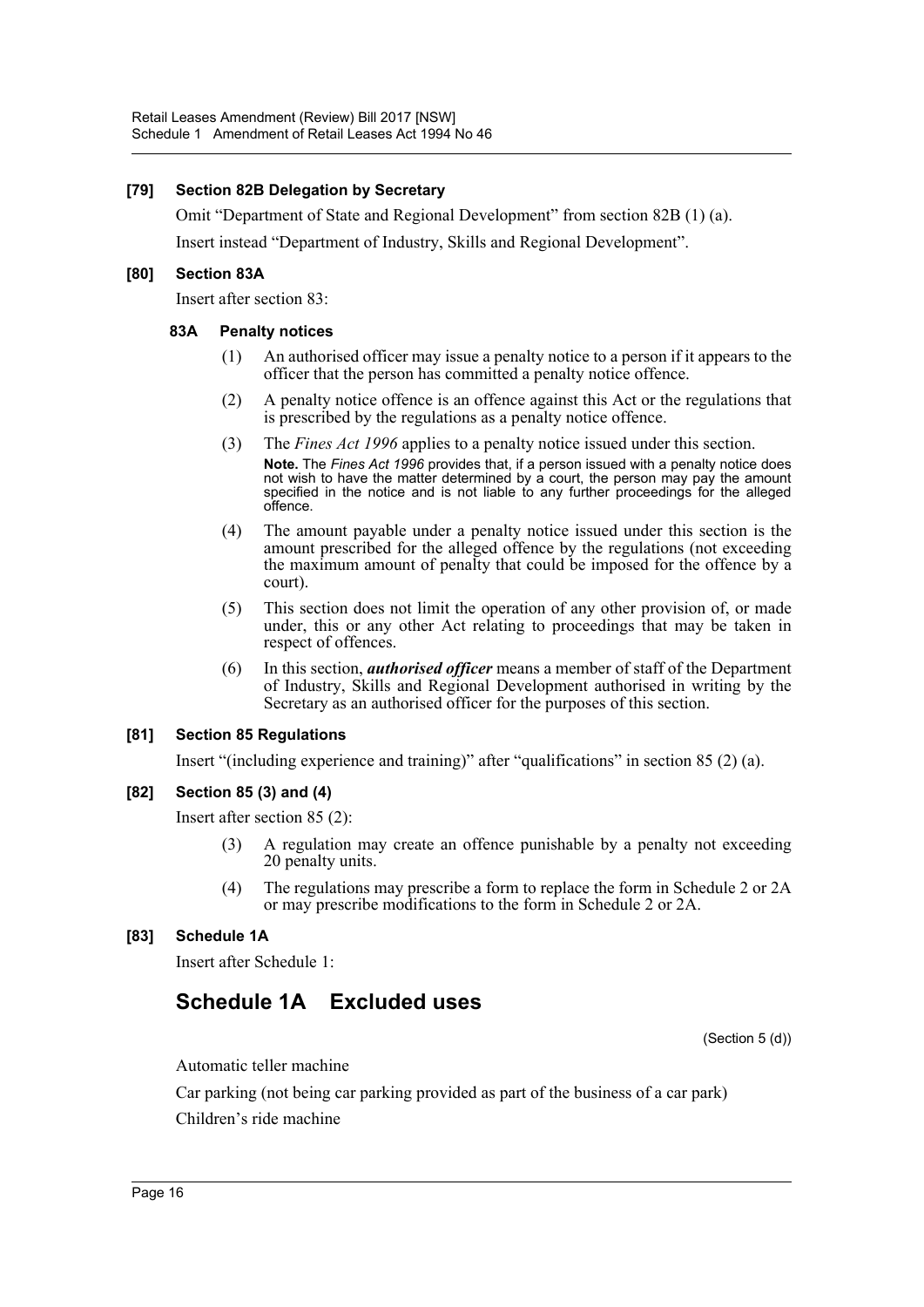### [79] Section 82B Delegation by Secretary

Omit "Department of State and Regional Development" from section 82B (1) (a).

Insert instead "Department of Industry, Skills and Regional Development".

### [80] Section 83A

Insert after section 83:

#### 83A Penalty notices

(1) An authorised officer may issue a penalty notice to a person if it appears to the officer that the person has committed a penalty notice offence.

(2) A penalty notice offence is an offence against this Act or the regulations that is prescribed by the regulations as a penalty notice offence.

(3) The *Fines Act 1996* applies to a penalty notice issued under this section.

**Note.** The *Fines Act 1996* provides that, if a person issued with a penalty notice does not wish to have the matter determined by a court, the person may pay the amount specified in the notice and is not liable to any further proceedings for the alleged offence.

(4) The amount payable under a penalty notice issued under this section is the amount prescribed for the alleged offence by the regulations (not exceeding the maximum amount of penalty that could be imposed for the offence by a court).

(5) This section does not limit the operation of any other provision of, or made under, this or any other Act relating to proceedings that may be taken in respect of offences.

(6) In this section, ***authorised officer*** means a member of staff of the Department of Industry, Skills and Regional Development authorised in writing by the Secretary as an authorised officer for the purposes of this section.

### [81] Section 85 Regulations

Insert "(including experience and training)" after "qualifications" in section 85 (2) (a).

### [82] Section 85 (3) and (4)

Insert after section 85 (2):

(3) A regulation may create an offence punishable by a penalty not exceeding 20 penalty units.

(4) The regulations may prescribe a form to replace the form in Schedule 2 or 2A or may prescribe modifications to the form in Schedule 2 or 2A.

### [83] Schedule 1A

Insert after Schedule 1:

## Schedule 1A Excluded uses

(Section 5 (d))

Automatic teller machine

Car parking (not being car parking provided as part of the business of a car park)

Children's ride machine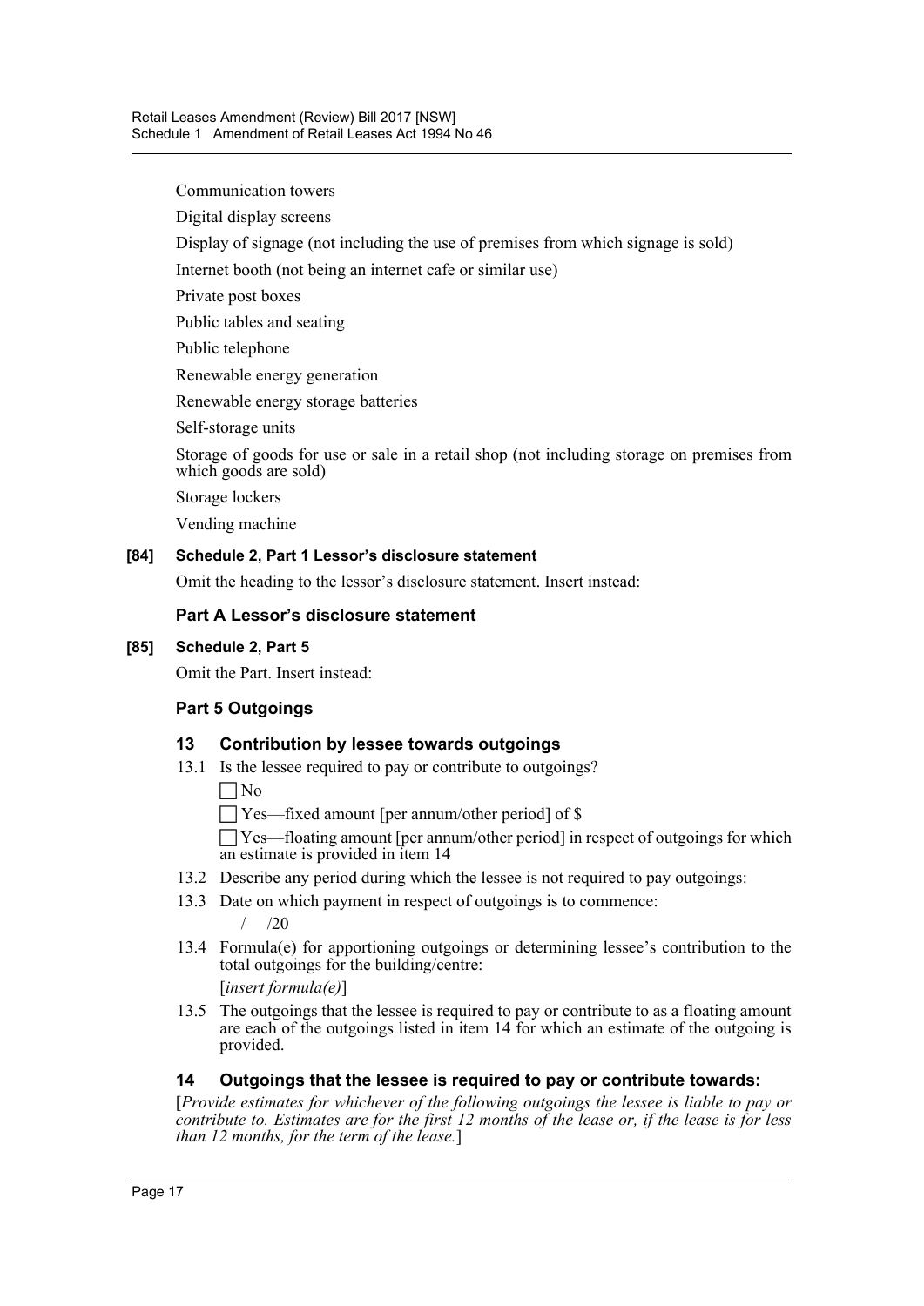Communication towers

Digital display screens

Display of signage (not including the use of premises from which signage is sold)

Internet booth (not being an internet cafe or similar use)

Private post boxes

Public tables and seating

Public telephone

Renewable energy generation

Renewable energy storage batteries

Self-storage units

Storage of goods for use or sale in a retail shop (not including storage on premises from which goods are sold)

Storage lockers

Vending machine

**[84] Schedule 2, Part 1 Lessor's disclosure statement**

Omit the heading to the lessor's disclosure statement. Insert instead:

### Part A Lessor's disclosure statement

**[85] Schedule 2, Part 5**

Omit the Part. Insert instead:

### Part 5 Outgoings

#### 13 Contribution by lessee towards outgoings

13.1 Is the lessee required to pay or contribute to outgoings?

☐ No

☐ Yes—fixed amount [per annum/other period] of $

☐ Yes—floating amount [per annum/other period] in respect of outgoings for which an estimate is provided in item 14

13.2 Describe any period during which the lessee is not required to pay outgoings:

13.3 Date on which payment in respect of outgoings is to commence:

/ /20

13.4 Formula(e) for apportioning outgoings or determining lessee's contribution to the total outgoings for the building/centre:

[*insert formula(e)*]

13.5 The outgoings that the lessee is required to pay or contribute to as a floating amount are each of the outgoings listed in item 14 for which an estimate of the outgoing is provided.

#### 14 Outgoings that the lessee is required to pay or contribute towards:

[*Provide estimates for whichever of the following outgoings the lessee is liable to pay or contribute to. Estimates are for the first 12 months of the lease or, if the lease is for less than 12 months, for the term of the lease.*]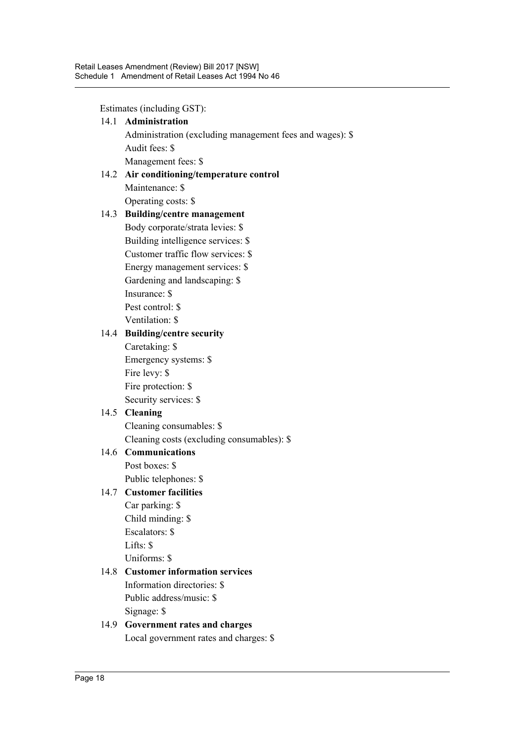Estimates (including GST):

14.1 **Administration**

Administration (excluding management fees and wages): $

Audit fees: $

Management fees: $

14.2 **Air conditioning/temperature control**

Maintenance: $

Operating costs: $

14.3 **Building/centre management**

Body corporate/strata levies: $

Building intelligence services: $

Customer traffic flow services: $

Energy management services: $

Gardening and landscaping: $

Insurance: $

Pest control: $

Ventilation: $

14.4 **Building/centre security**

Caretaking: $

Emergency systems: $

Fire levy: $

Fire protection: $

Security services: $

14.5 **Cleaning**

Cleaning consumables: $

Cleaning costs (excluding consumables): $

14.6 **Communications**

Post boxes: $

Public telephones: $

14.7 **Customer facilities**

Car parking: $

Child minding: $

Escalators: $

Lifts: $

Uniforms: $

14.8 **Customer information services**

Information directories: $

Public address/music: $

Signage: $

14.9 **Government rates and charges**

Local government rates and charges: $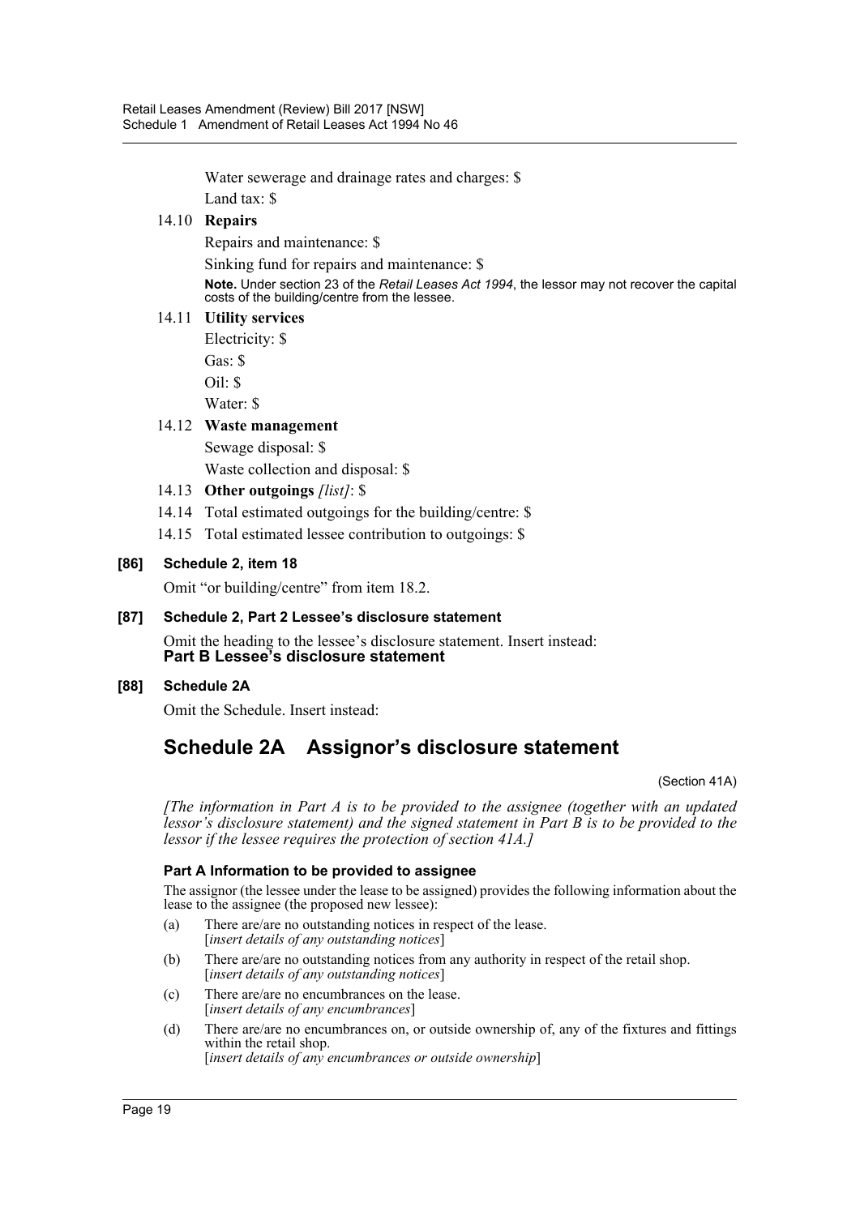Water sewerage and drainage rates and charges: $

Land tax: $

14.10 **Repairs**

Repairs and maintenance: $

Sinking fund for repairs and maintenance: $

**Note.** Under section 23 of the *Retail Leases Act 1994*, the lessor may not recover the capital costs of the building/centre from the lessee.

14.11 **Utility services**

Electricity: $

Gas: $

Oil: $

Water: $

14.12 **Waste management**

Sewage disposal: $

Waste collection and disposal: $

14.13 **Other outgoings** *[list]*: $

14.14 Total estimated outgoings for the building/centre: $

14.15 Total estimated lessee contribution to outgoings: $

**[86] Schedule 2, item 18**

Omit "or building/centre" from item 18.2.

**[87] Schedule 2, Part 2 Lessee's disclosure statement**

Omit the heading to the lessee's disclosure statement. Insert instead:

**Part B Lessee's disclosure statement**

**[88] Schedule 2A**

Omit the Schedule. Insert instead:

# Schedule 2A Assignor's disclosure statement

(Section 41A)

*[The information in Part A is to be provided to the assignee (together with an updated lessor's disclosure statement) and the signed statement in Part B is to be provided to the lessor if the lessee requires the protection of section 41A.]*

### Part A Information to be provided to assignee

The assignor (the lessee under the lease to be assigned) provides the following information about the lease to the assignee (the proposed new lessee):

(a) There are/are no outstanding notices in respect of the lease.
[*insert details of any outstanding notices*]

(b) There are/are no outstanding notices from any authority in respect of the retail shop.
[*insert details of any outstanding notices*]

(c) There are/are no encumbrances on the lease.
[*insert details of any encumbrances*]

(d) There are/are no encumbrances on, or outside ownership of, any of the fixtures and fittings within the retail shop.
[*insert details of any encumbrances or outside ownership*]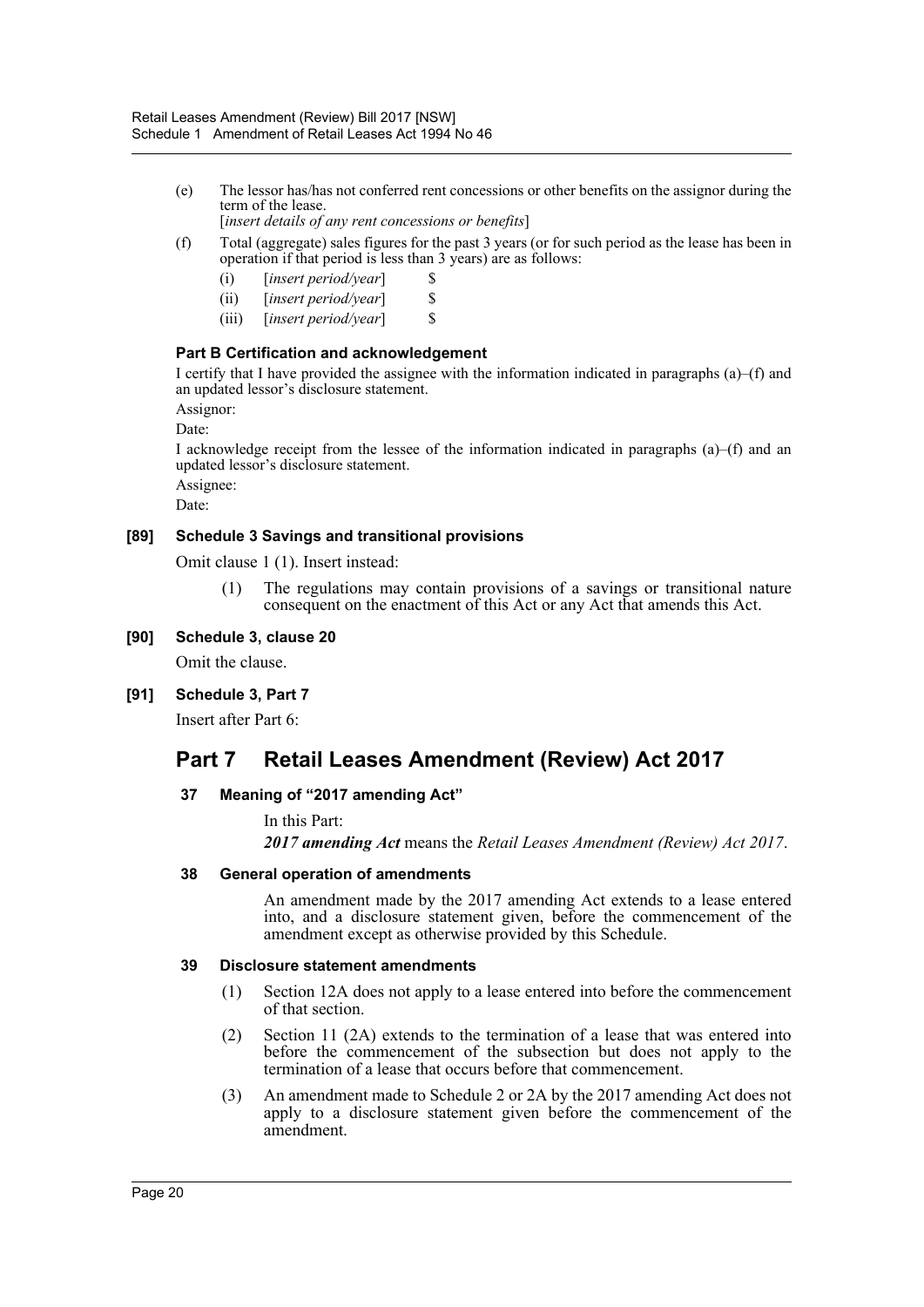(e) The lessor has/has not conferred rent concessions or other benefits on the assignor during the term of the lease.

[*insert details of any rent concessions or benefits*]

(f) Total (aggregate) sales figures for the past 3 years (or for such period as the lease has been in operation if that period is less than 3 years) are as follows:

(i) [*insert period/year*] $

(ii) [*insert period/year*] $

(iii) [*insert period/year*] $

**Part B Certification and acknowledgement**

I certify that I have provided the assignee with the information indicated in paragraphs (a)–(f) and an updated lessor's disclosure statement.

Assignor:

Date:

I acknowledge receipt from the lessee of the information indicated in paragraphs (a)–(f) and an updated lessor's disclosure statement.

Assignee:

Date:

**[89] Schedule 3 Savings and transitional provisions**

Omit clause 1 (1). Insert instead:

(1) The regulations may contain provisions of a savings or transitional nature consequent on the enactment of this Act or any Act that amends this Act.

**[90] Schedule 3, clause 20**

Omit the clause.

**[91] Schedule 3, Part 7**

Insert after Part 6:

# Part 7 Retail Leases Amendment (Review) Act 2017

**37 Meaning of "2017 amending Act"**

In this Part:

***2017 amending Act*** means the *Retail Leases Amendment (Review) Act 2017*.

**38 General operation of amendments**

An amendment made by the 2017 amending Act extends to a lease entered into, and a disclosure statement given, before the commencement of the amendment except as otherwise provided by this Schedule.

**39 Disclosure statement amendments**

(1) Section 12A does not apply to a lease entered into before the commencement of that section.

(2) Section 11 (2A) extends to the termination of a lease that was entered into before the commencement of the subsection but does not apply to the termination of a lease that occurs before that commencement.

(3) An amendment made to Schedule 2 or 2A by the 2017 amending Act does not apply to a disclosure statement given before the commencement of the amendment.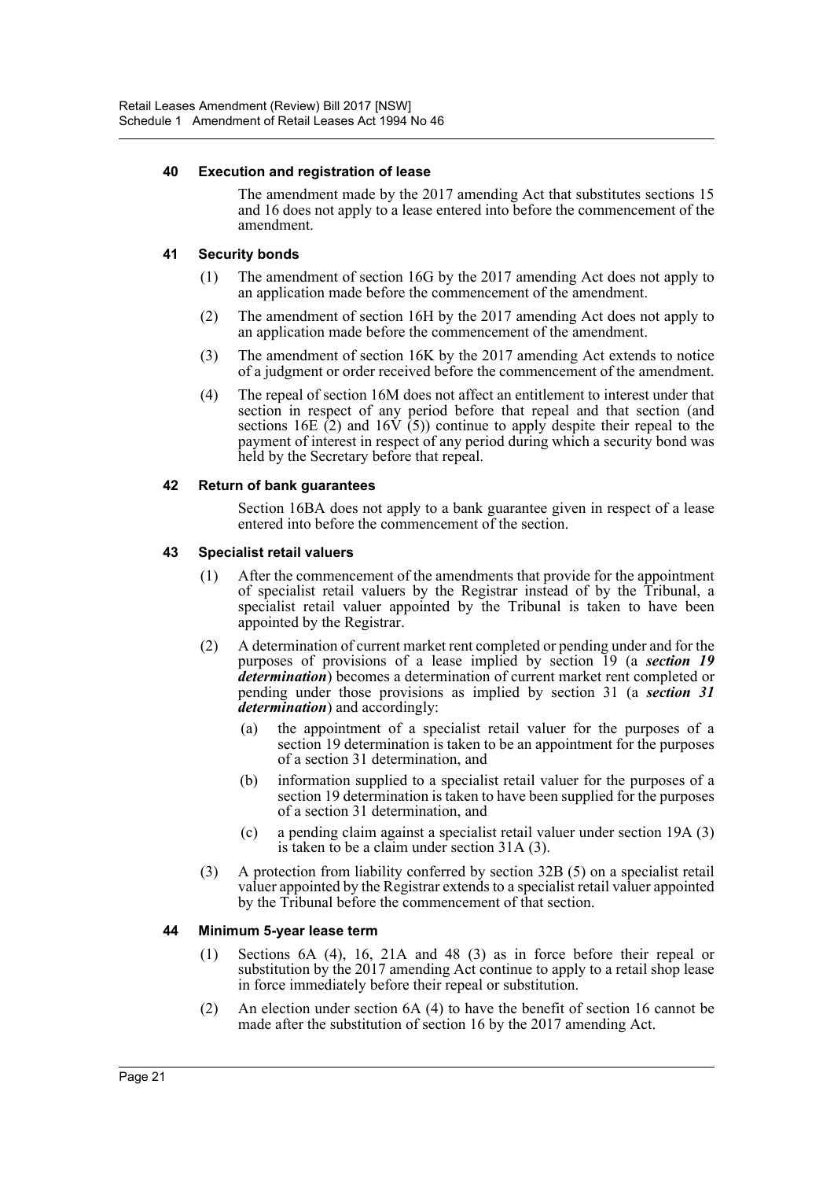### 40 Execution and registration of lease

The amendment made by the 2017 amending Act that substitutes sections 15 and 16 does not apply to a lease entered into before the commencement of the amendment.

### 41 Security bonds

(1) The amendment of section 16G by the 2017 amending Act does not apply to an application made before the commencement of the amendment.

(2) The amendment of section 16H by the 2017 amending Act does not apply to an application made before the commencement of the amendment.

(3) The amendment of section 16K by the 2017 amending Act extends to notice of a judgment or order received before the commencement of the amendment.

(4) The repeal of section 16M does not affect an entitlement to interest under that section in respect of any period before that repeal and that section (and sections 16E (2) and 16V (5)) continue to apply despite their repeal to the payment of interest in respect of any period during which a security bond was held by the Secretary before that repeal.

### 42 Return of bank guarantees

Section 16BA does not apply to a bank guarantee given in respect of a lease entered into before the commencement of the section.

### 43 Specialist retail valuers

(1) After the commencement of the amendments that provide for the appointment of specialist retail valuers by the Registrar instead of by the Tribunal, a specialist retail valuer appointed by the Tribunal is taken to have been appointed by the Registrar.

(2) A determination of current market rent completed or pending under and for the purposes of provisions of a lease implied by section 19 (a ***section 19 determination***) becomes a determination of current market rent completed or pending under those provisions as implied by section 31 (a ***section 31 determination***) and accordingly:

- (a) the appointment of a specialist retail valuer for the purposes of a section 19 determination is taken to be an appointment for the purposes of a section 31 determination, and
- (b) information supplied to a specialist retail valuer for the purposes of a section 19 determination is taken to have been supplied for the purposes of a section 31 determination, and
- (c) a pending claim against a specialist retail valuer under section 19A (3) is taken to be a claim under section 31A (3).

(3) A protection from liability conferred by section 32B (5) on a specialist retail valuer appointed by the Registrar extends to a specialist retail valuer appointed by the Tribunal before the commencement of that section.

### 44 Minimum 5-year lease term

(1) Sections 6A (4), 16, 21A and 48 (3) as in force before their repeal or substitution by the 2017 amending Act continue to apply to a retail shop lease in force immediately before their repeal or substitution.

(2) An election under section 6A (4) to have the benefit of section 16 cannot be made after the substitution of section 16 by the 2017 amending Act.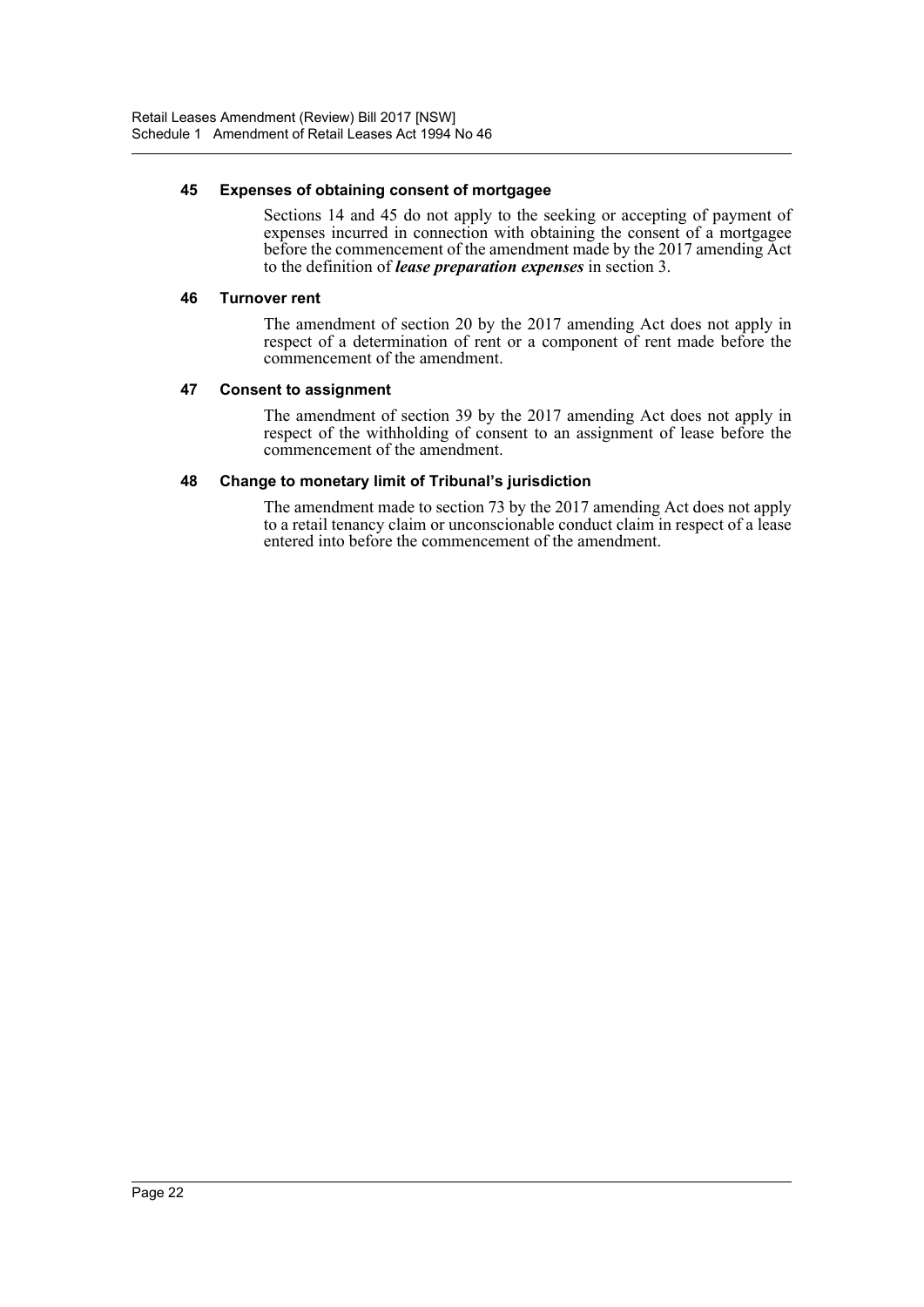#### 45 Expenses of obtaining consent of mortgagee

Sections 14 and 45 do not apply to the seeking or accepting of payment of expenses incurred in connection with obtaining the consent of a mortgagee before the commencement of the amendment made by the 2017 amending Act to the definition of ***lease preparation expenses*** in section 3.

#### 46 Turnover rent

The amendment of section 20 by the 2017 amending Act does not apply in respect of a determination of rent or a component of rent made before the commencement of the amendment.

#### 47 Consent to assignment

The amendment of section 39 by the 2017 amending Act does not apply in respect of the withholding of consent to an assignment of lease before the commencement of the amendment.

#### 48 Change to monetary limit of Tribunal's jurisdiction

The amendment made to section 73 by the 2017 amending Act does not apply to a retail tenancy claim or unconscionable conduct claim in respect of a lease entered into before the commencement of the amendment.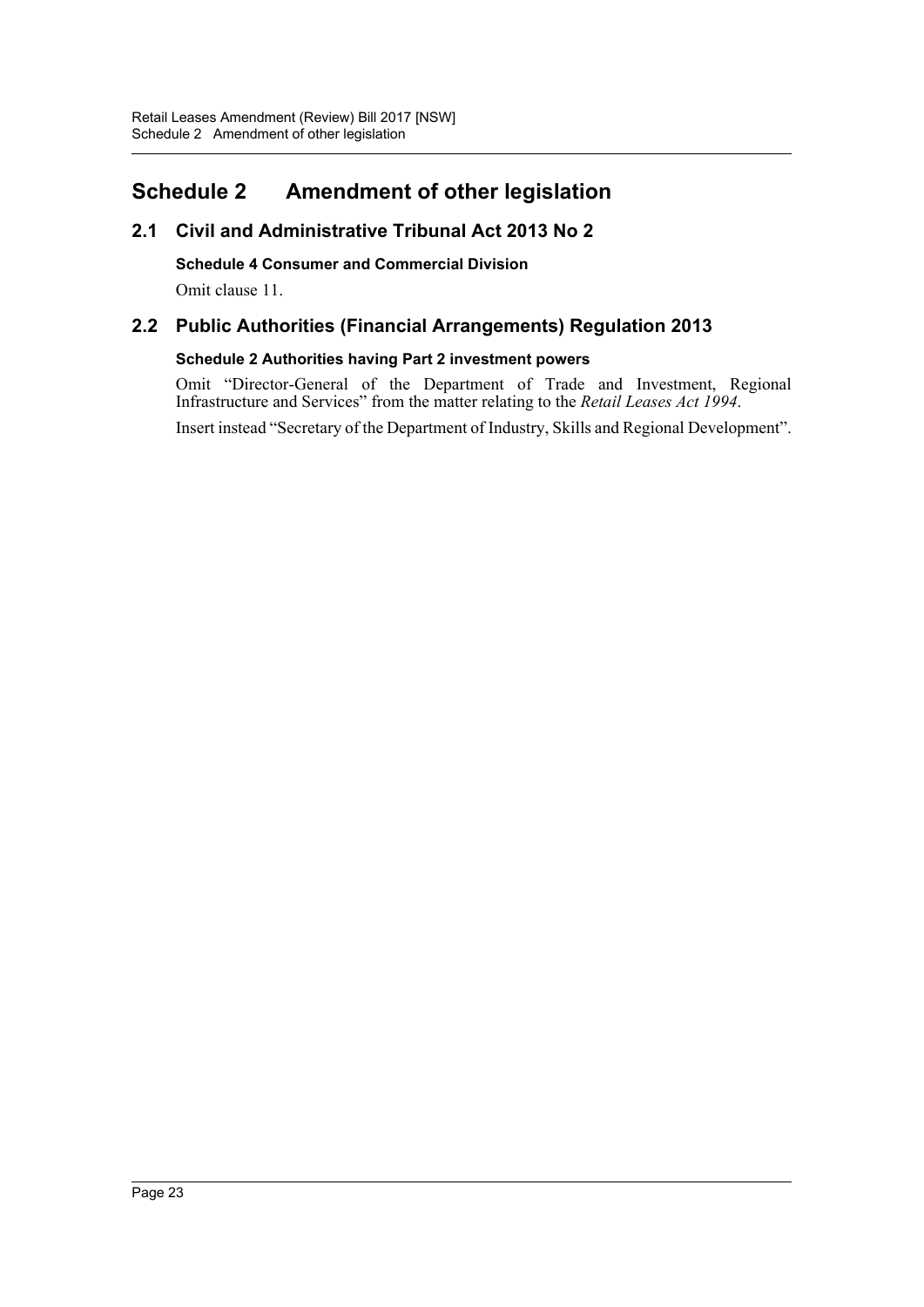# Schedule 2 Amendment of other legislation

## 2.1 Civil and Administrative Tribunal Act 2013 No 2

**Schedule 4 Consumer and Commercial Division**

Omit clause 11.

## 2.2 Public Authorities (Financial Arrangements) Regulation 2013

**Schedule 2 Authorities having Part 2 investment powers**

Omit "Director-General of the Department of Trade and Investment, Regional Infrastructure and Services" from the matter relating to the *Retail Leases Act 1994*.

Insert instead "Secretary of the Department of Industry, Skills and Regional Development".